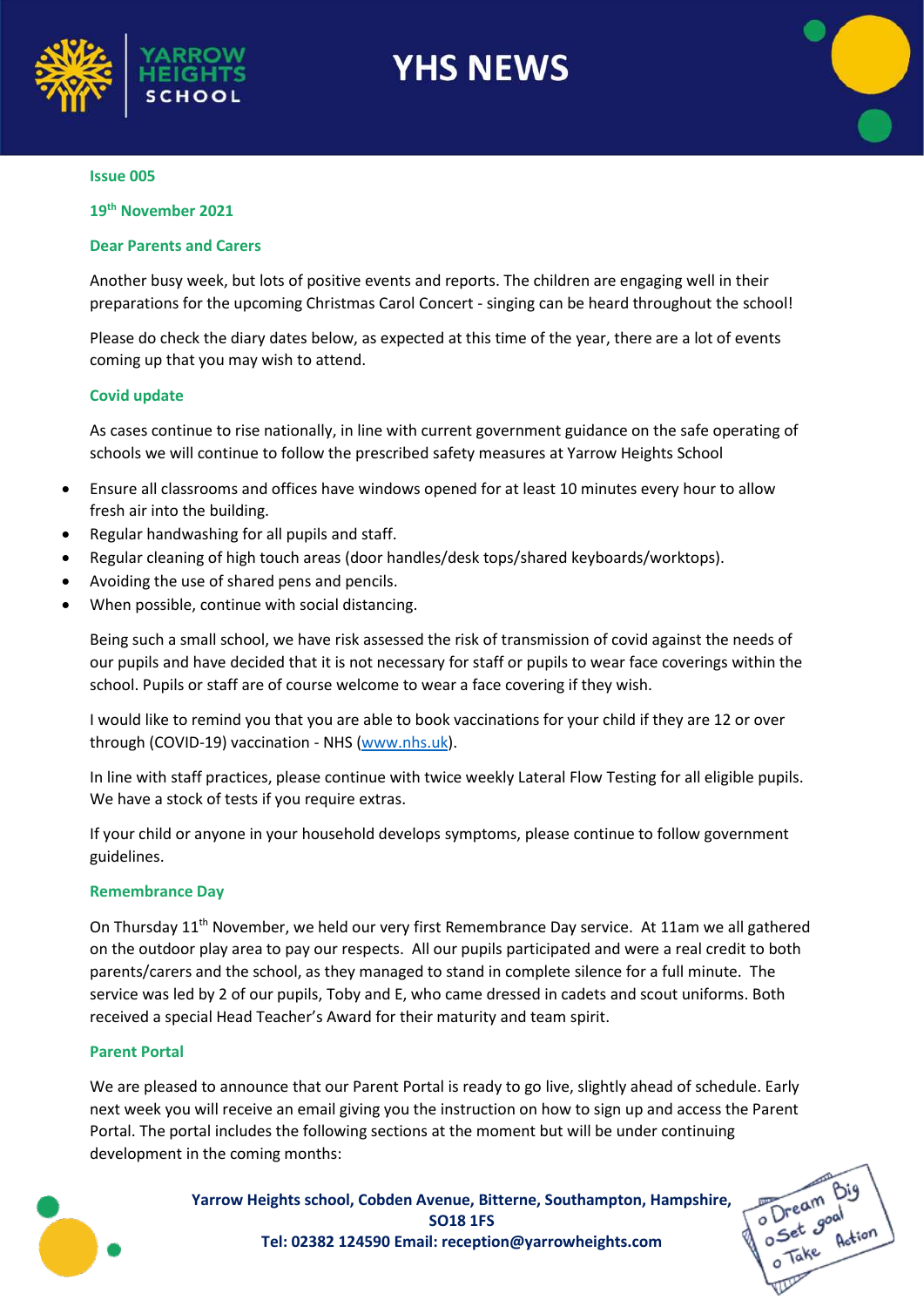# YHS NEWS

**Issue 005**

**19th November 2021**

**Dear Parents and Carers**

Another busy week, but lots of positive events and reports. The children are engaging well in their preparations for the upcoming Christmas Carol Concert - singing can be heard throughout the school!

Please do check the diary dates below, as expected at this time of the year, there are a lot of events coming up that you may wish to attend.

## Covid update

As cases continue to rise nationally, in line with current government guidance on the safe operating of schools we will continue to follow the prescribed safety measures at Yarrow Heights School

- Ensure all classrooms and offices have windows opened for at least 10 minutes every hour to allow fresh air into the building.
- Regular handwashing for all pupils and staff.
- Regular cleaning of high touch areas (door handles/desk tops/shared keyboards/worktops).
- Avoiding the use of shared pens and pencils.
- When possible, continue with social distancing.

Being such a small school, we have risk assessed the risk of transmission of covid against the needs of our pupils and have decided that it is not necessary for staff or pupils to wear face coverings within the school. Pupils or staff are of course welcome to wear a face covering if they wish.

I would like to remind you that you are able to book vaccinations for your child if they are 12 or over through (COVID-19) vaccination - NHS (www.nhs.uk).

In line with staff practices, please continue with twice weekly Lateral Flow Testing for all eligible pupils. We have a stock of tests if you require extras.

If your child or anyone in your household develops symptoms, please continue to follow government guidelines.

## Remembrance Day

On Thursday 11th November, we held our very first Remembrance Day service. At 11am we all gathered on the outdoor play area to pay our respects. All our pupils participated and were a real credit to both parents/carers and the school, as they managed to stand in complete silence for a full minute. The service was led by 2 of our pupils, Toby and E, who came dressed in cadets and scout uniforms. Both received a special Head Teacher's Award for their maturity and team spirit.

## Parent Portal

We are pleased to announce that our Parent Portal is ready to go live, slightly ahead of schedule. Early next week you will receive an email giving you the instruction on how to sign up and access the Parent Portal. The portal includes the following sections at the moment but will be under continuing development in the coming months:

**Yarrow Heights school, Cobden Avenue, Bitterne, Southampton, Hampshire, SO18 1FS**
**Tel: 02382 124590 Email: reception@yarrowheights.com**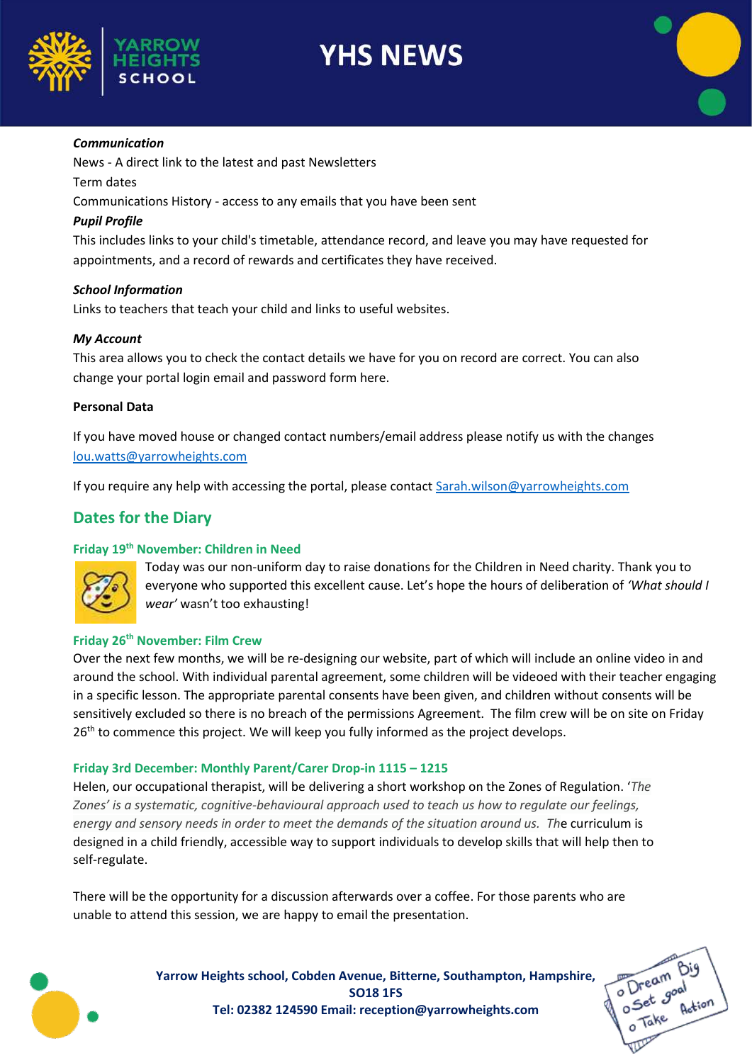***Communication***

News - A direct link to the latest and past Newsletters

Term dates

Communications History - access to any emails that you have been sent

***Pupil Profile***

This includes links to your child's timetable, attendance record, and leave you may have requested for appointments, and a record of rewards and certificates they have received.

***School Information***

Links to teachers that teach your child and links to useful websites.

***My Account***

This area allows you to check the contact details we have for you on record are correct. You can also change your portal login email and password form here.

**Personal Data**

If you have moved house or changed contact numbers/email address please notify us with the changes lou.watts@yarrowheights.com

If you require any help with accessing the portal, please contact Sarah.wilson@yarrowheights.com

## Dates for the Diary

### Friday 19th November: Children in Need

Today was our non-uniform day to raise donations for the Children in Need charity. Thank you to everyone who supported this excellent cause. Let's hope the hours of deliberation of *'What should I wear'* wasn't too exhausting!

### Friday 26th November: Film Crew

Over the next few months, we will be re-designing our website, part of which will include an online video in and around the school. With individual parental agreement, some children will be videoed with their teacher engaging in a specific lesson. The appropriate parental consents have been given, and children without consents will be sensitively excluded so there is no breach of the permissions Agreement. The film crew will be on site on Friday 26th to commence this project. We will keep you fully informed as the project develops.

### Friday 3rd December: Monthly Parent/Carer Drop-in 1115 – 1215

Helen, our occupational therapist, will be delivering a short workshop on the Zones of Regulation. '*The Zones' is a systematic, cognitive-behavioural approach used to teach us how to regulate our feelings, energy and sensory needs in order to meet the demands of the situation around us. Th*e curriculum is designed in a child friendly, accessible way to support individuals to develop skills that will help then to self-regulate.

There will be the opportunity for a discussion afterwards over a coffee. For those parents who are unable to attend this session, we are happy to email the presentation.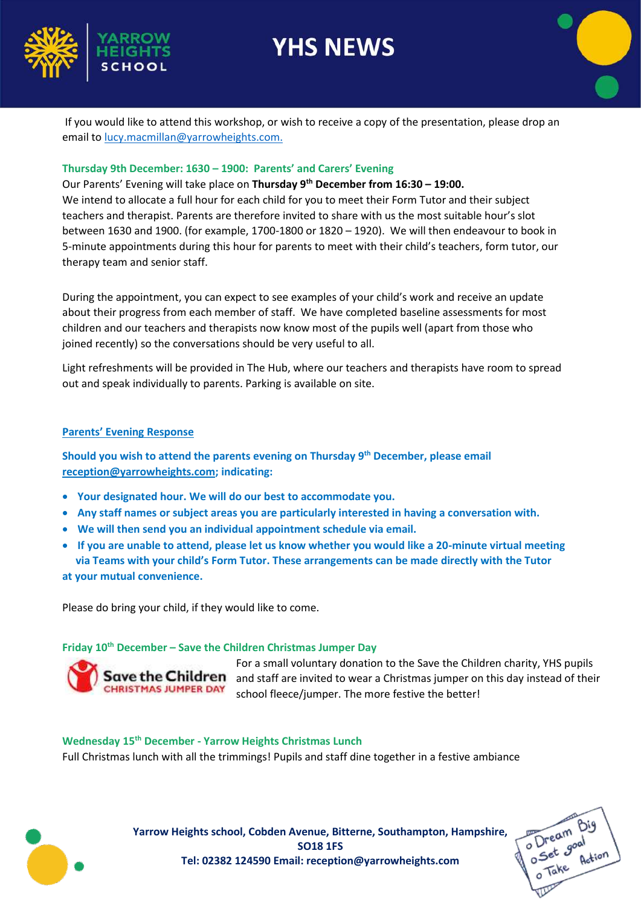If you would like to attend this workshop, or wish to receive a copy of the presentation, please drop an email to lucy.macmillan@yarrowheights.com.

### Thursday 9th December: 1630 – 1900: Parents' and Carers' Evening

Our Parents' Evening will take place on **Thursday 9th December from 16:30 – 19:00.**
We intend to allocate a full hour for each child for you to meet their Form Tutor and their subject teachers and therapist. Parents are therefore invited to share with us the most suitable hour's slot between 1630 and 1900. (for example, 1700-1800 or 1820 – 1920). We will then endeavour to book in 5-minute appointments during this hour for parents to meet with their child's teachers, form tutor, our therapy team and senior staff.

During the appointment, you can expect to see examples of your child's work and receive an update about their progress from each member of staff. We have completed baseline assessments for most children and our teachers and therapists now know most of the pupils well (apart from those who joined recently) so the conversations should be very useful to all.

Light refreshments will be provided in The Hub, where our teachers and therapists have room to spread out and speak individually to parents. Parking is available on site.

### Parents' Evening Response

**Should you wish to attend the parents evening on Thursday 9th December, please email reception@yarrowheights.com; indicating:**

- **Your designated hour. We will do our best to accommodate you.**
- **Any staff names or subject areas you are particularly interested in having a conversation with.**
- **We will then send you an individual appointment schedule via email.**
- **If you are unable to attend, please let us know whether you would like a 20-minute virtual meeting via Teams with your child's Form Tutor. These arrangements can be made directly with the Tutor at your mutual convenience.**

Please do bring your child, if they would like to come.

### Friday 10th December – Save the Children Christmas Jumper Day

Save the Children CHRISTMAS JUMPER DAY

For a small voluntary donation to the Save the Children charity, YHS pupils and staff are invited to wear a Christmas jumper on this day instead of their school fleece/jumper. The more festive the better!

### Wednesday 15th December - Yarrow Heights Christmas Lunch

Full Christmas lunch with all the trimmings! Pupils and staff dine together in a festive ambiance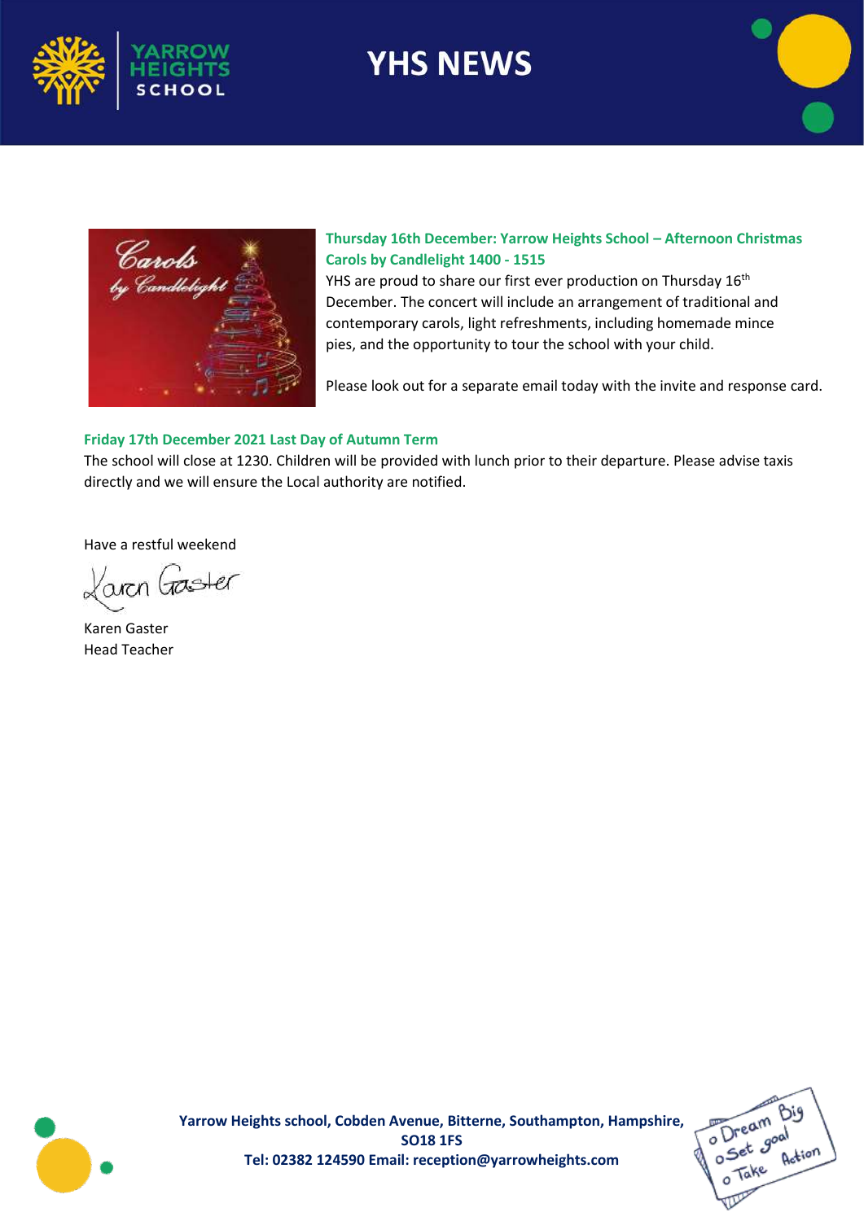**Thursday 16th December: Yarrow Heights School – Afternoon Christmas Carols by Candlelight 1400 - 1515**

YHS are proud to share our first ever production on Thursday 16th December. The concert will include an arrangement of traditional and contemporary carols, light refreshments, including homemade mince pies, and the opportunity to tour the school with your child.

Please look out for a separate email today with the invite and response card.

**Friday 17th December 2021 Last Day of Autumn Term**

The school will close at 1230. Children will be provided with lunch prior to their departure. Please advise taxis directly and we will ensure the Local authority are notified.

Have a restful weekend

Karen Gaster
Head Teacher